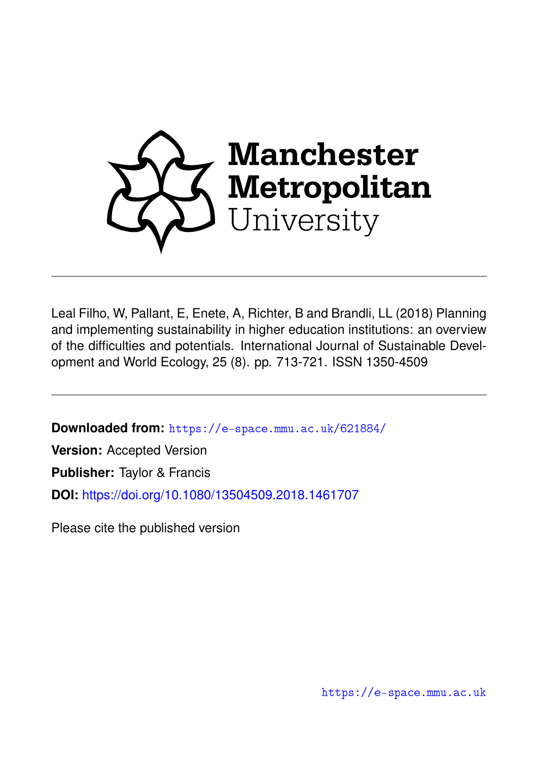Manchester Metropolitan University

Leal Filho, W, Pallant, E, Enete, A, Richter, B and Brandli, LL (2018) Planning and implementing sustainability in higher education institutions: an overview of the difficulties and potentials. International Journal of Sustainable Development and World Ecology, 25 (8). pp. 713-721. ISSN 1350-4509

**Downloaded from:** https://e-space.mmu.ac.uk/621884/

**Version:** Accepted Version

**Publisher:** Taylor & Francis

**DOI:** https://doi.org/10.1080/13504509.2018.1461707

Please cite the published version

https://e-space.mmu.ac.uk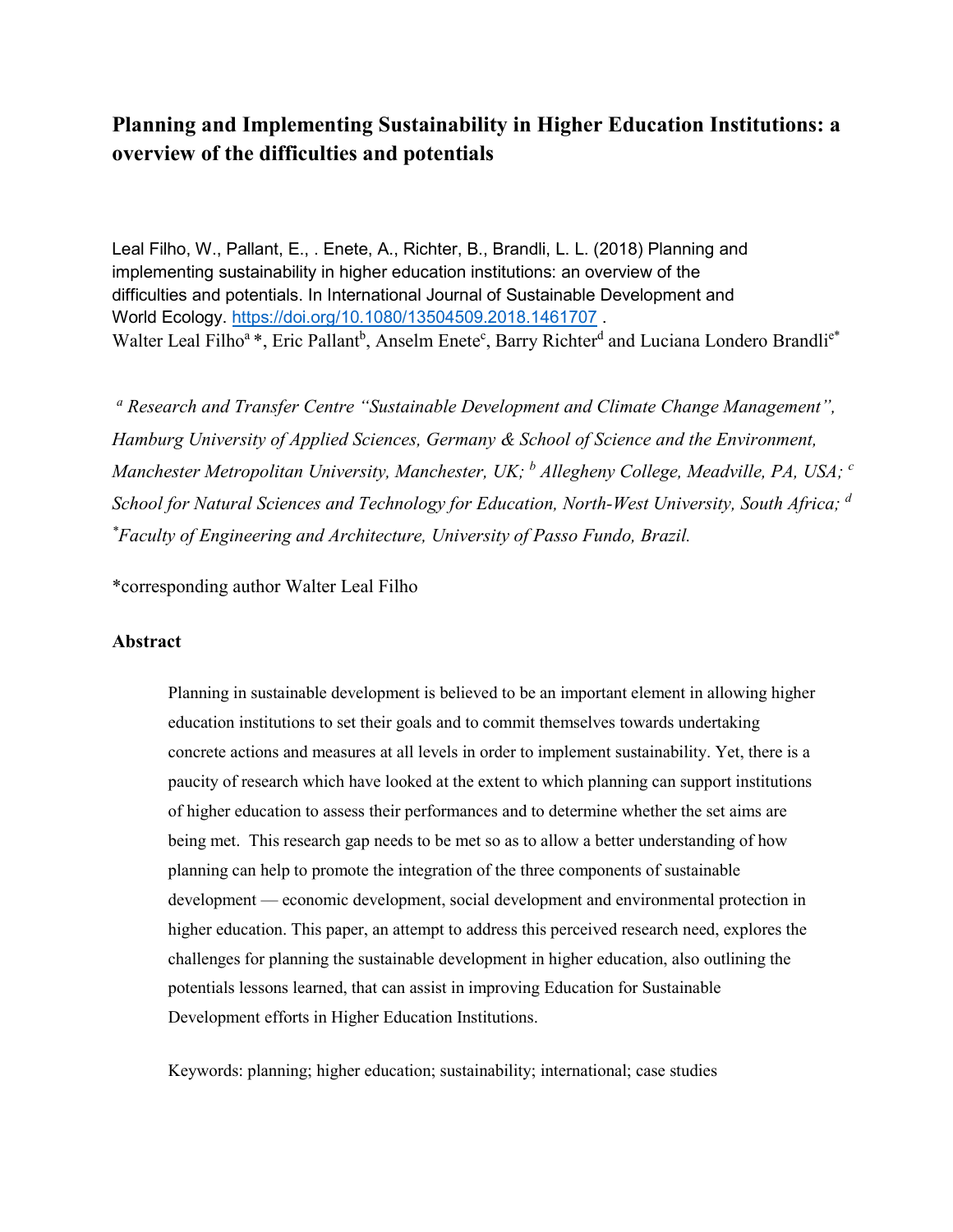# Planning and Implementing Sustainability in Higher Education Institutions: a overview of the difficulties and potentials

Leal Filho, W., Pallant, E., . Enete, A., Richter, B., Brandli, L. L. (2018) Planning and implementing sustainability in higher education institutions: an overview of the difficulties and potentials. In International Journal of Sustainable Development and World Ecology. https://doi.org/10.1080/13504509.2018.1461707 .

Walter Leal Filho[a] *, Eric Pallant[b], Anselm Enete[c], Barry Richter[d] and Luciana Londero Brandli[e*]

*[a] Research and Transfer Centre "Sustainable Development and Climate Change Management", Hamburg University of Applied Sciences, Germany & School of Science and the Environment, Manchester Metropolitan University, Manchester, UK; [b] Allegheny College, Meadville, PA, USA; [c] School for Natural Sciences and Technology for Education, North-West University, South Africa; [d] [*]Faculty of Engineering and Architecture, University of Passo Fundo, Brazil.*

*corresponding author Walter Leal Filho

## Abstract

Planning in sustainable development is believed to be an important element in allowing higher education institutions to set their goals and to commit themselves towards undertaking concrete actions and measures at all levels in order to implement sustainability. Yet, there is a paucity of research which have looked at the extent to which planning can support institutions of higher education to assess their performances and to determine whether the set aims are being met. This research gap needs to be met so as to allow a better understanding of how planning can help to promote the integration of the three components of sustainable development — economic development, social development and environmental protection in higher education. This paper, an attempt to address this perceived research need, explores the challenges for planning the sustainable development in higher education, also outlining the potentials lessons learned, that can assist in improving Education for Sustainable Development efforts in Higher Education Institutions.

Keywords: planning; higher education; sustainability; international; case studies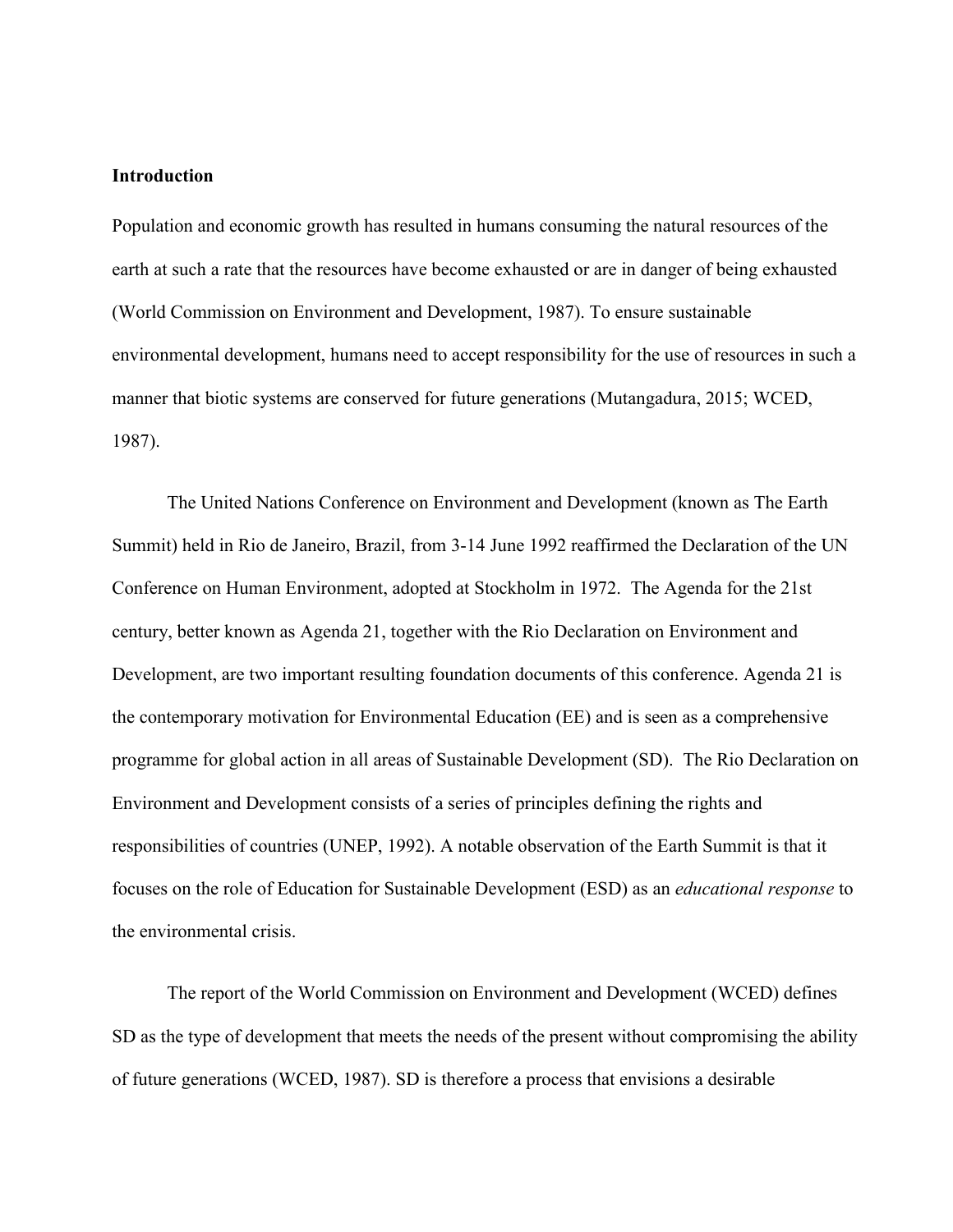**Introduction**

Population and economic growth has resulted in humans consuming the natural resources of the earth at such a rate that the resources have become exhausted or are in danger of being exhausted (World Commission on Environment and Development, 1987). To ensure sustainable environmental development, humans need to accept responsibility for the use of resources in such a manner that biotic systems are conserved for future generations (Mutangadura, 2015; WCED, 1987).

The United Nations Conference on Environment and Development (known as The Earth Summit) held in Rio de Janeiro, Brazil, from 3-14 June 1992 reaffirmed the Declaration of the UN Conference on Human Environment, adopted at Stockholm in 1972. The Agenda for the 21st century, better known as Agenda 21, together with the Rio Declaration on Environment and Development, are two important resulting foundation documents of this conference. Agenda 21 is the contemporary motivation for Environmental Education (EE) and is seen as a comprehensive programme for global action in all areas of Sustainable Development (SD). The Rio Declaration on Environment and Development consists of a series of principles defining the rights and responsibilities of countries (UNEP, 1992). A notable observation of the Earth Summit is that it focuses on the role of Education for Sustainable Development (ESD) as an *educational response* to the environmental crisis.

The report of the World Commission on Environment and Development (WCED) defines SD as the type of development that meets the needs of the present without compromising the ability of future generations (WCED, 1987). SD is therefore a process that envisions a desirable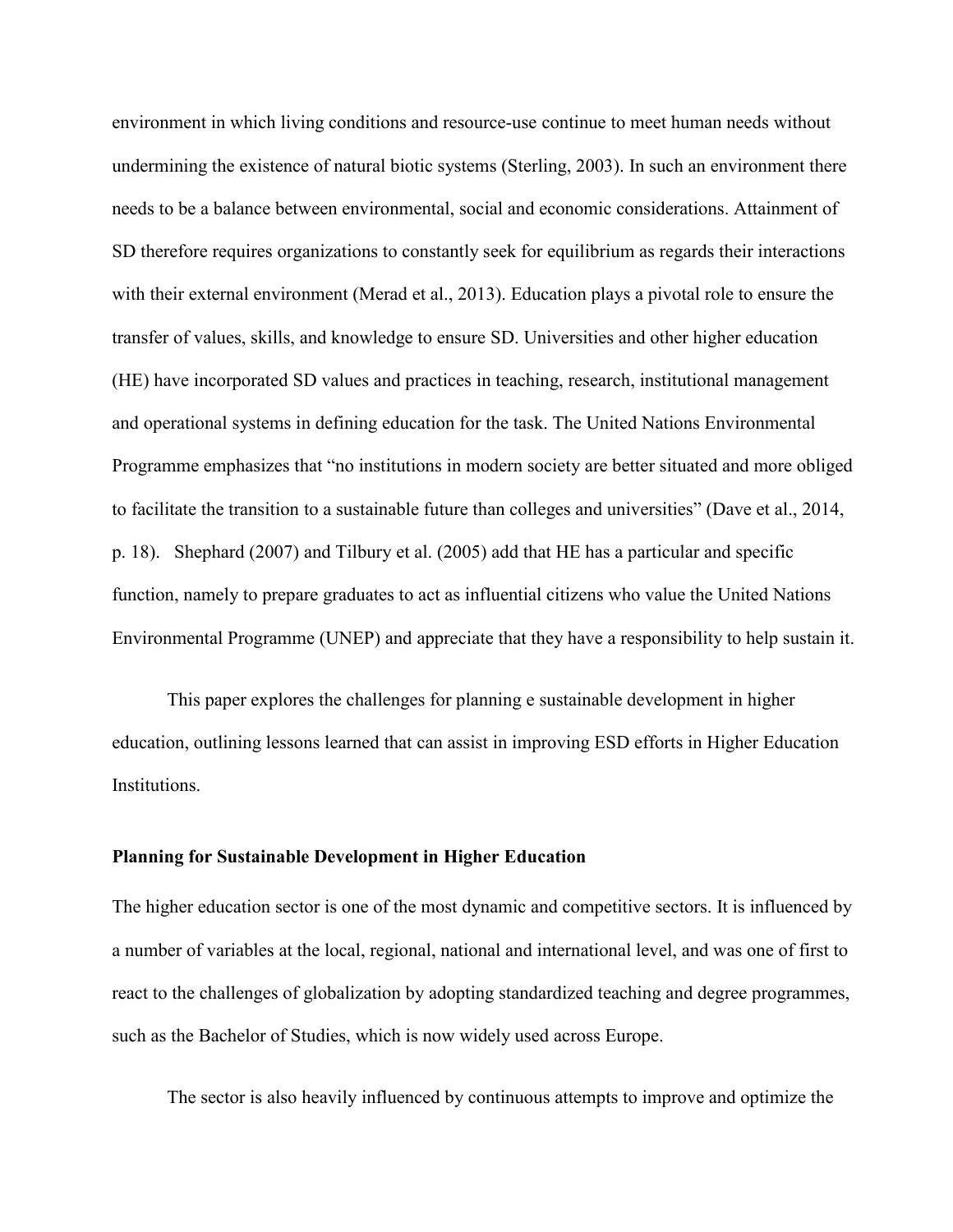environment in which living conditions and resource-use continue to meet human needs without undermining the existence of natural biotic systems (Sterling, 2003). In such an environment there needs to be a balance between environmental, social and economic considerations. Attainment of SD therefore requires organizations to constantly seek for equilibrium as regards their interactions with their external environment (Merad et al., 2013). Education plays a pivotal role to ensure the transfer of values, skills, and knowledge to ensure SD. Universities and other higher education (HE) have incorporated SD values and practices in teaching, research, institutional management and operational systems in defining education for the task. The United Nations Environmental Programme emphasizes that "no institutions in modern society are better situated and more obliged to facilitate the transition to a sustainable future than colleges and universities" (Dave et al., 2014, p. 18). Shephard (2007) and Tilbury et al. (2005) add that HE has a particular and specific function, namely to prepare graduates to act as influential citizens who value the United Nations Environmental Programme (UNEP) and appreciate that they have a responsibility to help sustain it.

This paper explores the challenges for planning e sustainable development in higher education, outlining lessons learned that can assist in improving ESD efforts in Higher Education Institutions.

**Planning for Sustainable Development in Higher Education**

The higher education sector is one of the most dynamic and competitive sectors. It is influenced by a number of variables at the local, regional, national and international level, and was one of first to react to the challenges of globalization by adopting standardized teaching and degree programmes, such as the Bachelor of Studies, which is now widely used across Europe.

The sector is also heavily influenced by continuous attempts to improve and optimize the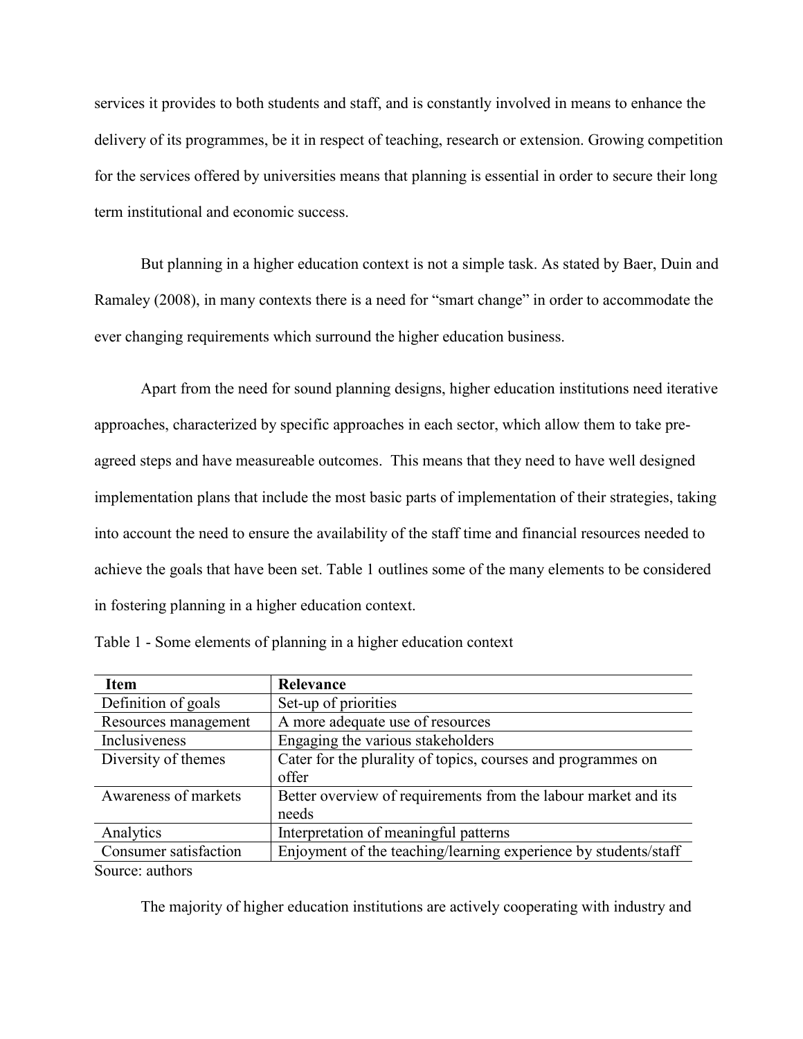services it provides to both students and staff, and is constantly involved in means to enhance the delivery of its programmes, be it in respect of teaching, research or extension. Growing competition for the services offered by universities means that planning is essential in order to secure their long term institutional and economic success.

But planning in a higher education context is not a simple task. As stated by Baer, Duin and Ramaley (2008), in many contexts there is a need for "smart change" in order to accommodate the ever changing requirements which surround the higher education business.

Apart from the need for sound planning designs, higher education institutions need iterative approaches, characterized by specific approaches in each sector, which allow them to take pre-agreed steps and have measureable outcomes. This means that they need to have well designed implementation plans that include the most basic parts of implementation of their strategies, taking into account the need to ensure the availability of the staff time and financial resources needed to achieve the goals that have been set. Table 1 outlines some of the many elements to be considered in fostering planning in a higher education context.

Table 1 - Some elements of planning in a higher education context

| Item | Relevance |
|---|---|
| Definition of goals | Set-up of priorities |
| Resources management | A more adequate use of resources |
| Inclusiveness | Engaging the various stakeholders |
| Diversity of themes | Cater for the plurality of topics, courses and programmes on offer |
| Awareness of markets | Better overview of requirements from the labour market and its needs |
| Analytics | Interpretation of meaningful patterns |
| Consumer satisfaction | Enjoyment of the teaching/learning experience by students/staff |

Source: authors

The majority of higher education institutions are actively cooperating with industry and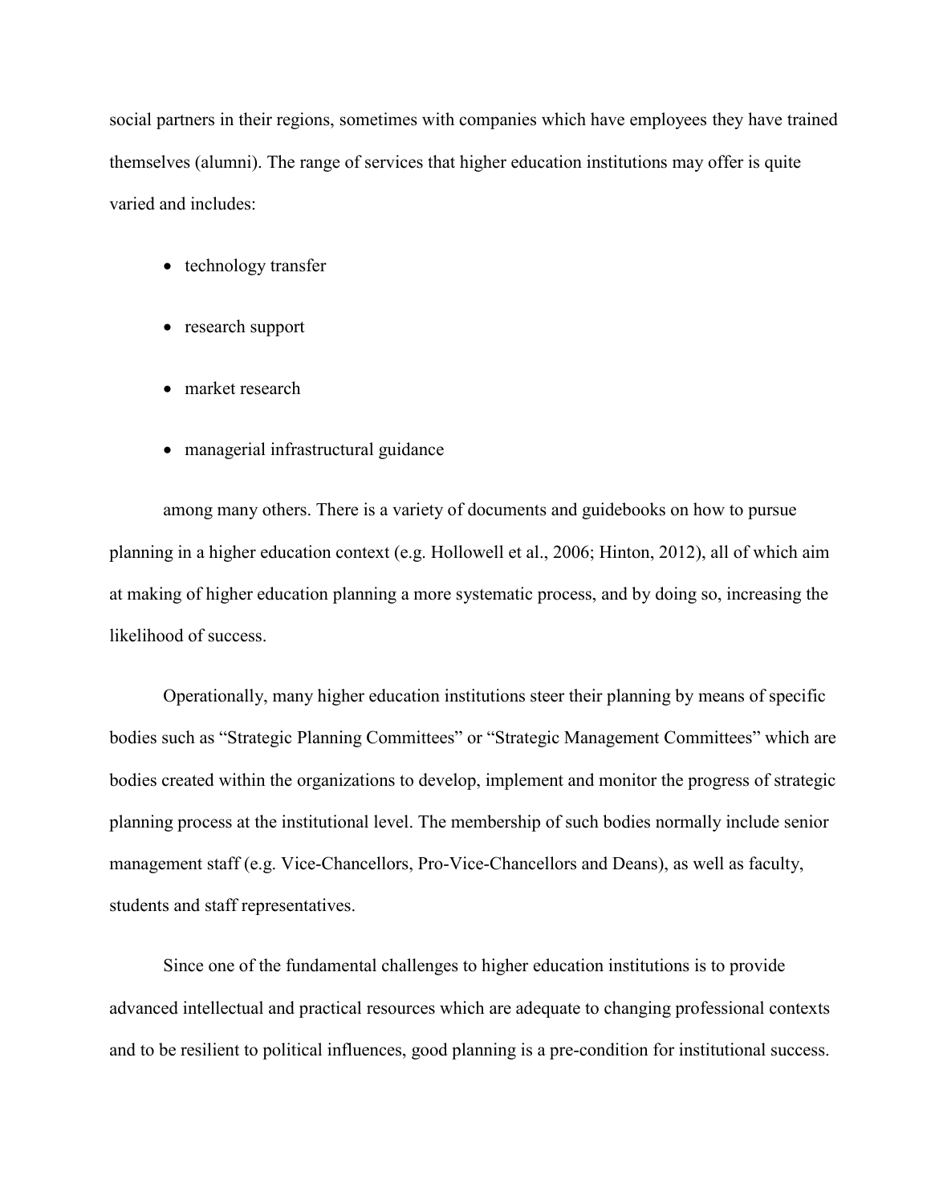social partners in their regions, sometimes with companies which have employees they have trained themselves (alumni). The range of services that higher education institutions may offer is quite varied and includes:

- technology transfer
- research support
- market research
- managerial infrastructural guidance

among many others. There is a variety of documents and guidebooks on how to pursue planning in a higher education context (e.g. Hollowell et al., 2006; Hinton, 2012), all of which aim at making of higher education planning a more systematic process, and by doing so, increasing the likelihood of success.

Operationally, many higher education institutions steer their planning by means of specific bodies such as "Strategic Planning Committees" or "Strategic Management Committees" which are bodies created within the organizations to develop, implement and monitor the progress of strategic planning process at the institutional level. The membership of such bodies normally include senior management staff (e.g. Vice-Chancellors, Pro-Vice-Chancellors and Deans), as well as faculty, students and staff representatives.

Since one of the fundamental challenges to higher education institutions is to provide advanced intellectual and practical resources which are adequate to changing professional contexts and to be resilient to political influences, good planning is a pre-condition for institutional success.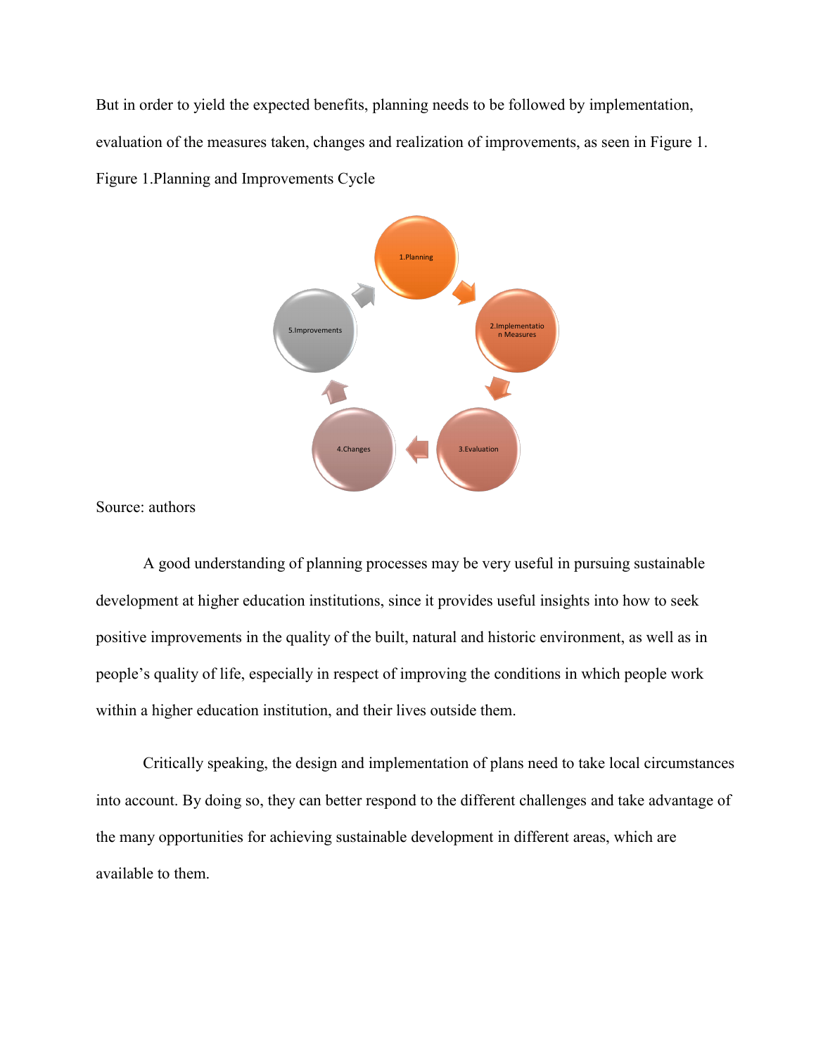But in order to yield the expected benefits, planning needs to be followed by implementation, evaluation of the measures taken, changes and realization of improvements, as seen in Figure 1.

Figure 1.Planning and Improvements Cycle

1.Planning

2.Implementation Measures

3.Evaluation

4.Changes

5.Improvements

Source: authors

A good understanding of planning processes may be very useful in pursuing sustainable development at higher education institutions, since it provides useful insights into how to seek positive improvements in the quality of the built, natural and historic environment, as well as in people's quality of life, especially in respect of improving the conditions in which people work within a higher education institution, and their lives outside them.

Critically speaking, the design and implementation of plans need to take local circumstances into account. By doing so, they can better respond to the different challenges and take advantage of the many opportunities for achieving sustainable development in different areas, which are available to them.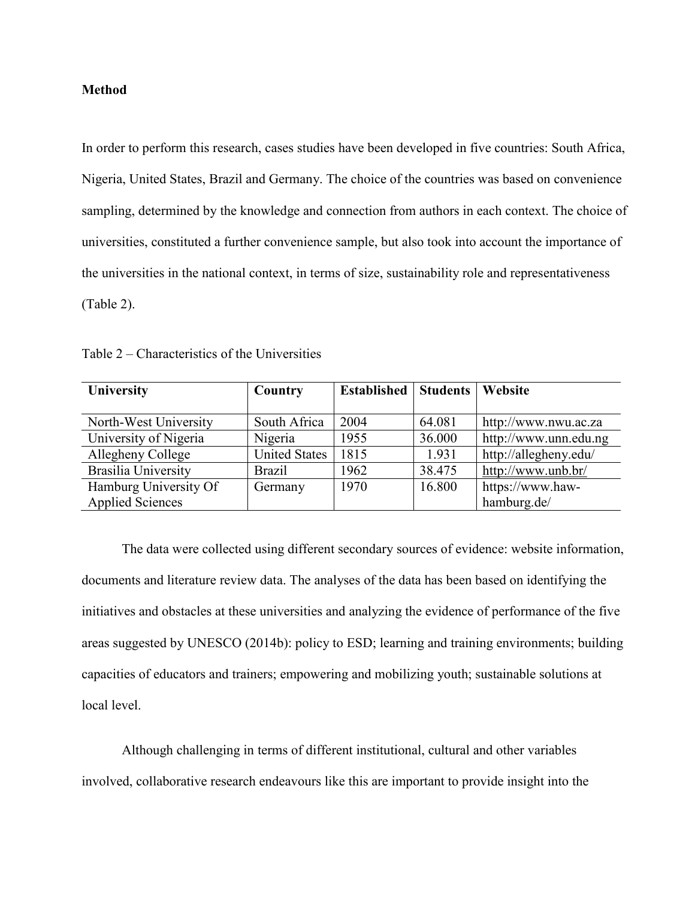**Method**

In order to perform this research, cases studies have been developed in five countries: South Africa, Nigeria, United States, Brazil and Germany. The choice of the countries was based on convenience sampling, determined by the knowledge and connection from authors in each context. The choice of universities, constituted a further convenience sample, but also took into account the importance of the universities in the national context, in terms of size, sustainability role and representativeness (Table 2).

Table 2 – Characteristics of the Universities

| University | Country | Established | Students | Website |
|---|---|---|---|---|
| North-West University | South Africa | 2004 | 64.081 | http://www.nwu.ac.za |
| University of Nigeria | Nigeria | 1955 | 36.000 | http://www.unn.edu.ng |
| Allegheny College | United States | 1815 | 1.931 | http://allegheny.edu/ |
| Brasilia University | Brazil | 1962 | 38.475 | http://www.unb.br/ |
| Hamburg University Of Applied Sciences | Germany | 1970 | 16.800 | https://www.haw-hamburg.de/ |

The data were collected using different secondary sources of evidence: website information, documents and literature review data. The analyses of the data has been based on identifying the initiatives and obstacles at these universities and analyzing the evidence of performance of the five areas suggested by UNESCO (2014b): policy to ESD; learning and training environments; building capacities of educators and trainers; empowering and mobilizing youth; sustainable solutions at local level.

Although challenging in terms of different institutional, cultural and other variables involved, collaborative research endeavours like this are important to provide insight into the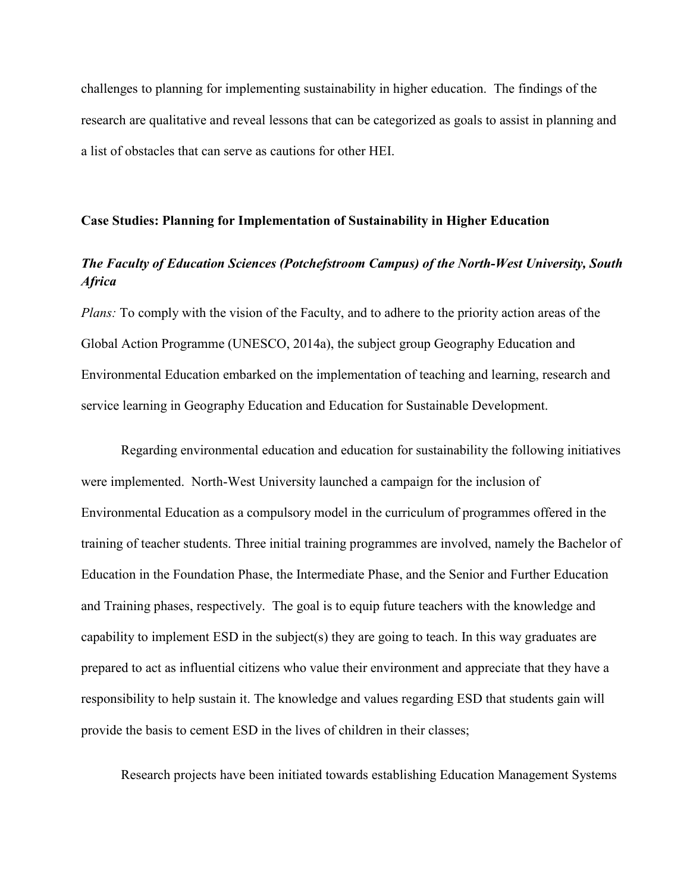challenges to planning for implementing sustainability in higher education. The findings of the research are qualitative and reveal lessons that can be categorized as goals to assist in planning and a list of obstacles that can serve as cautions for other HEI.

## Case Studies: Planning for Implementation of Sustainability in Higher Education

### *The Faculty of Education Sciences (Potchefstroom Campus) of the North-West University, South Africa*

*Plans:* To comply with the vision of the Faculty, and to adhere to the priority action areas of the Global Action Programme (UNESCO, 2014a), the subject group Geography Education and Environmental Education embarked on the implementation of teaching and learning, research and service learning in Geography Education and Education for Sustainable Development.

Regarding environmental education and education for sustainability the following initiatives were implemented. North-West University launched a campaign for the inclusion of Environmental Education as a compulsory model in the curriculum of programmes offered in the training of teacher students. Three initial training programmes are involved, namely the Bachelor of Education in the Foundation Phase, the Intermediate Phase, and the Senior and Further Education and Training phases, respectively. The goal is to equip future teachers with the knowledge and capability to implement ESD in the subject(s) they are going to teach. In this way graduates are prepared to act as influential citizens who value their environment and appreciate that they have a responsibility to help sustain it. The knowledge and values regarding ESD that students gain will provide the basis to cement ESD in the lives of children in their classes;

Research projects have been initiated towards establishing Education Management Systems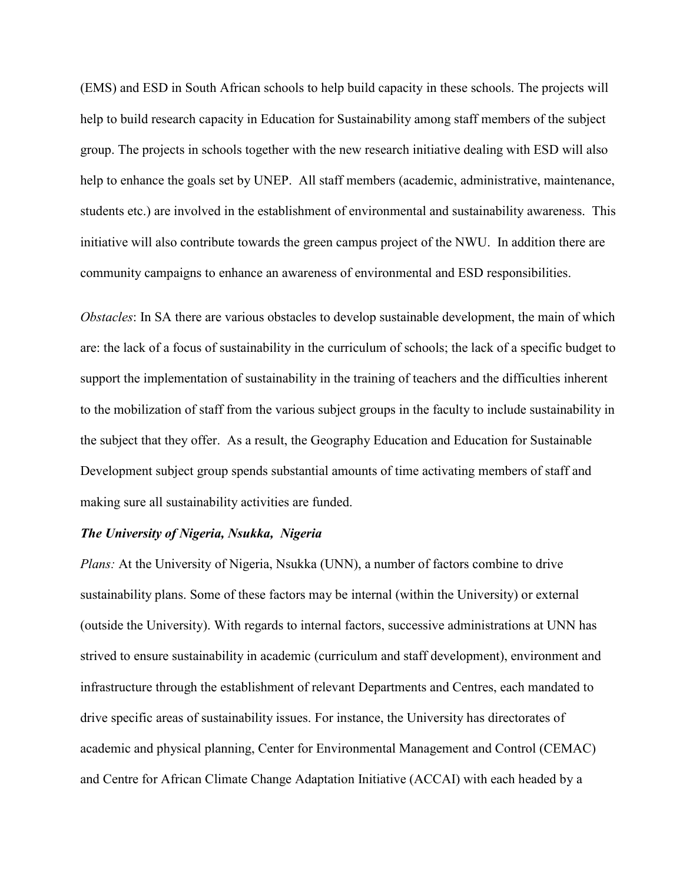(EMS) and ESD in South African schools to help build capacity in these schools. The projects will help to build research capacity in Education for Sustainability among staff members of the subject group. The projects in schools together with the new research initiative dealing with ESD will also help to enhance the goals set by UNEP. All staff members (academic, administrative, maintenance, students etc.) are involved in the establishment of environmental and sustainability awareness. This initiative will also contribute towards the green campus project of the NWU. In addition there are community campaigns to enhance an awareness of environmental and ESD responsibilities.

*Obstacles*: In SA there are various obstacles to develop sustainable development, the main of which are: the lack of a focus of sustainability in the curriculum of schools; the lack of a specific budget to support the implementation of sustainability in the training of teachers and the difficulties inherent to the mobilization of staff from the various subject groups in the faculty to include sustainability in the subject that they offer. As a result, the Geography Education and Education for Sustainable Development subject group spends substantial amounts of time activating members of staff and making sure all sustainability activities are funded.

***The University of Nigeria, Nsukka, Nigeria***

*Plans:* At the University of Nigeria, Nsukka (UNN), a number of factors combine to drive sustainability plans. Some of these factors may be internal (within the University) or external (outside the University). With regards to internal factors, successive administrations at UNN has strived to ensure sustainability in academic (curriculum and staff development), environment and infrastructure through the establishment of relevant Departments and Centres, each mandated to drive specific areas of sustainability issues. For instance, the University has directorates of academic and physical planning, Center for Environmental Management and Control (CEMAC) and Centre for African Climate Change Adaptation Initiative (ACCAI) with each headed by a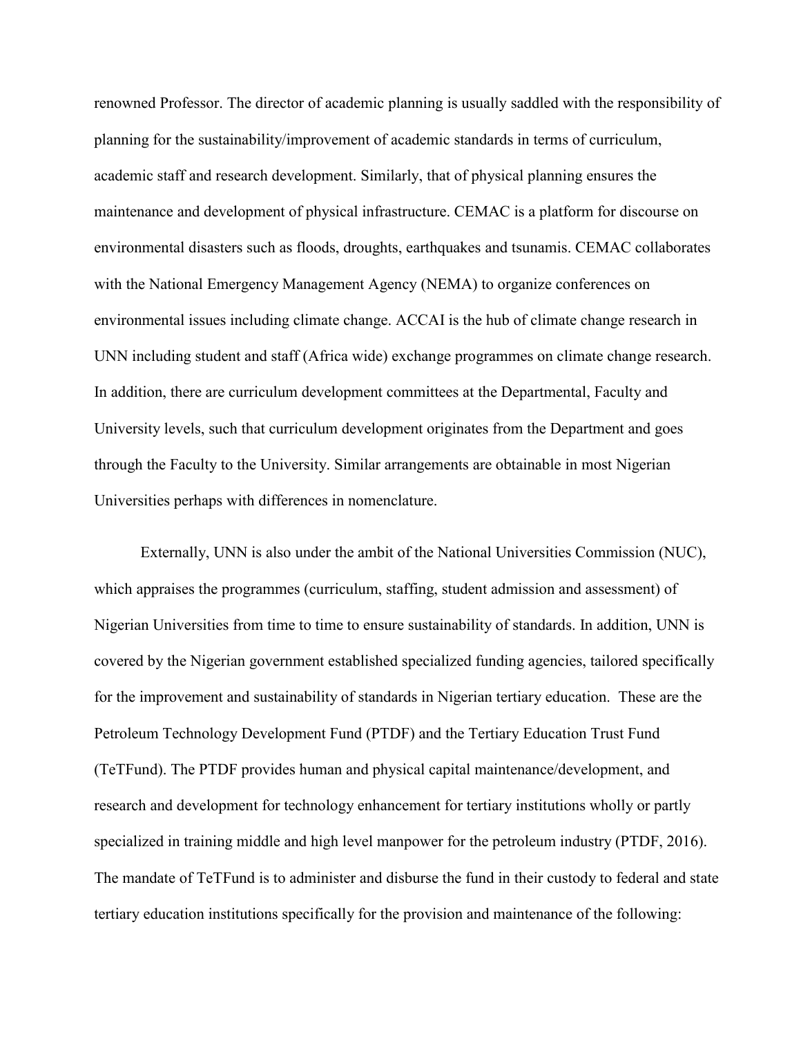renowned Professor. The director of academic planning is usually saddled with the responsibility of planning for the sustainability/improvement of academic standards in terms of curriculum, academic staff and research development. Similarly, that of physical planning ensures the maintenance and development of physical infrastructure. CEMAC is a platform for discourse on environmental disasters such as floods, droughts, earthquakes and tsunamis. CEMAC collaborates with the National Emergency Management Agency (NEMA) to organize conferences on environmental issues including climate change. ACCAI is the hub of climate change research in UNN including student and staff (Africa wide) exchange programmes on climate change research. In addition, there are curriculum development committees at the Departmental, Faculty and University levels, such that curriculum development originates from the Department and goes through the Faculty to the University. Similar arrangements are obtainable in most Nigerian Universities perhaps with differences in nomenclature.

Externally, UNN is also under the ambit of the National Universities Commission (NUC), which appraises the programmes (curriculum, staffing, student admission and assessment) of Nigerian Universities from time to time to ensure sustainability of standards. In addition, UNN is covered by the Nigerian government established specialized funding agencies, tailored specifically for the improvement and sustainability of standards in Nigerian tertiary education. These are the Petroleum Technology Development Fund (PTDF) and the Tertiary Education Trust Fund (TeTFund). The PTDF provides human and physical capital maintenance/development, and research and development for technology enhancement for tertiary institutions wholly or partly specialized in training middle and high level manpower for the petroleum industry (PTDF, 2016). The mandate of TeTFund is to administer and disburse the fund in their custody to federal and state tertiary education institutions specifically for the provision and maintenance of the following: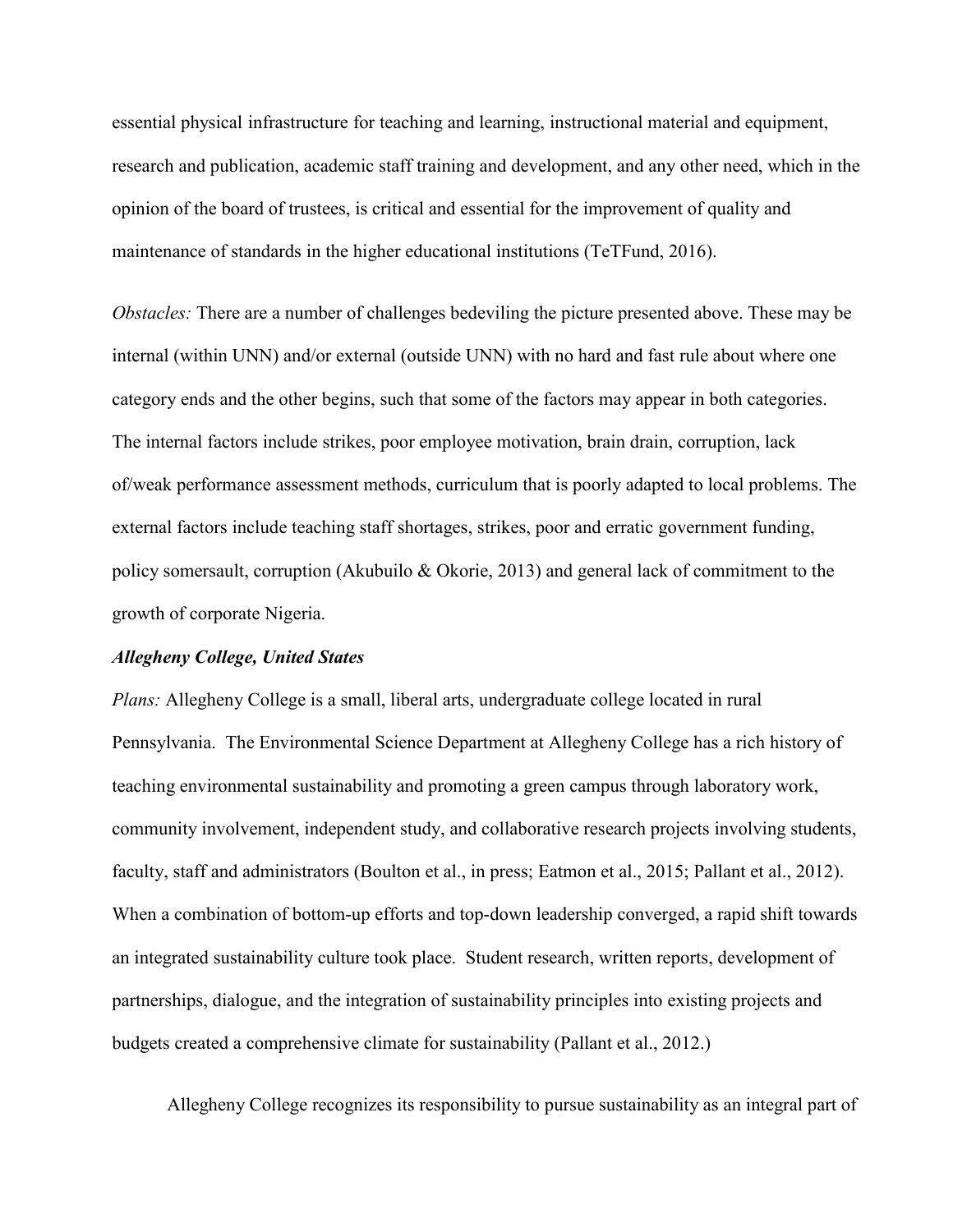essential physical infrastructure for teaching and learning, instructional material and equipment, research and publication, academic staff training and development, and any other need, which in the opinion of the board of trustees, is critical and essential for the improvement of quality and maintenance of standards in the higher educational institutions (TeTFund, 2016).

*Obstacles:* There are a number of challenges bedeviling the picture presented above. These may be internal (within UNN) and/or external (outside UNN) with no hard and fast rule about where one category ends and the other begins, such that some of the factors may appear in both categories. The internal factors include strikes, poor employee motivation, brain drain, corruption, lack of/weak performance assessment methods, curriculum that is poorly adapted to local problems. The external factors include teaching staff shortages, strikes, poor and erratic government funding, policy somersault, corruption (Akubuilo & Okorie, 2013) and general lack of commitment to the growth of corporate Nigeria.

***Allegheny College, United States***

*Plans:* Allegheny College is a small, liberal arts, undergraduate college located in rural Pennsylvania. The Environmental Science Department at Allegheny College has a rich history of teaching environmental sustainability and promoting a green campus through laboratory work, community involvement, independent study, and collaborative research projects involving students, faculty, staff and administrators (Boulton et al., in press; Eatmon et al., 2015; Pallant et al., 2012). When a combination of bottom-up efforts and top-down leadership converged, a rapid shift towards an integrated sustainability culture took place. Student research, written reports, development of partnerships, dialogue, and the integration of sustainability principles into existing projects and budgets created a comprehensive climate for sustainability (Pallant et al., 2012.)

Allegheny College recognizes its responsibility to pursue sustainability as an integral part of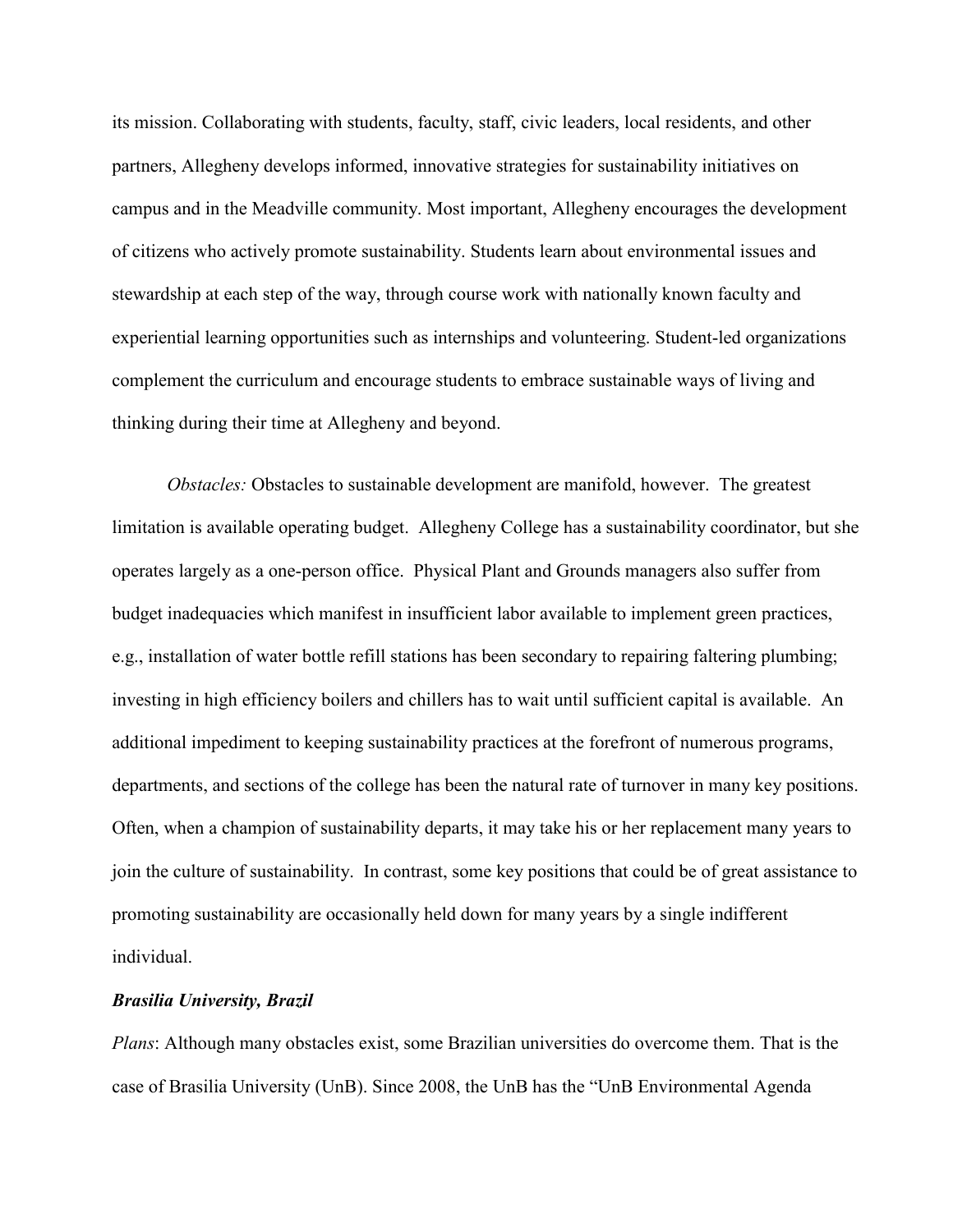its mission. Collaborating with students, faculty, staff, civic leaders, local residents, and other partners, Allegheny develops informed, innovative strategies for sustainability initiatives on campus and in the Meadville community. Most important, Allegheny encourages the development of citizens who actively promote sustainability. Students learn about environmental issues and stewardship at each step of the way, through course work with nationally known faculty and experiential learning opportunities such as internships and volunteering. Student-led organizations complement the curriculum and encourage students to embrace sustainable ways of living and thinking during their time at Allegheny and beyond.

*Obstacles:* Obstacles to sustainable development are manifold, however. The greatest limitation is available operating budget. Allegheny College has a sustainability coordinator, but she operates largely as a one-person office. Physical Plant and Grounds managers also suffer from budget inadequacies which manifest in insufficient labor available to implement green practices, e.g., installation of water bottle refill stations has been secondary to repairing faltering plumbing; investing in high efficiency boilers and chillers has to wait until sufficient capital is available. An additional impediment to keeping sustainability practices at the forefront of numerous programs, departments, and sections of the college has been the natural rate of turnover in many key positions. Often, when a champion of sustainability departs, it may take his or her replacement many years to join the culture of sustainability. In contrast, some key positions that could be of great assistance to promoting sustainability are occasionally held down for many years by a single indifferent individual.

***Brasilia University, Brazil***

*Plans*: Although many obstacles exist, some Brazilian universities do overcome them. That is the case of Brasilia University (UnB). Since 2008, the UnB has the "UnB Environmental Agenda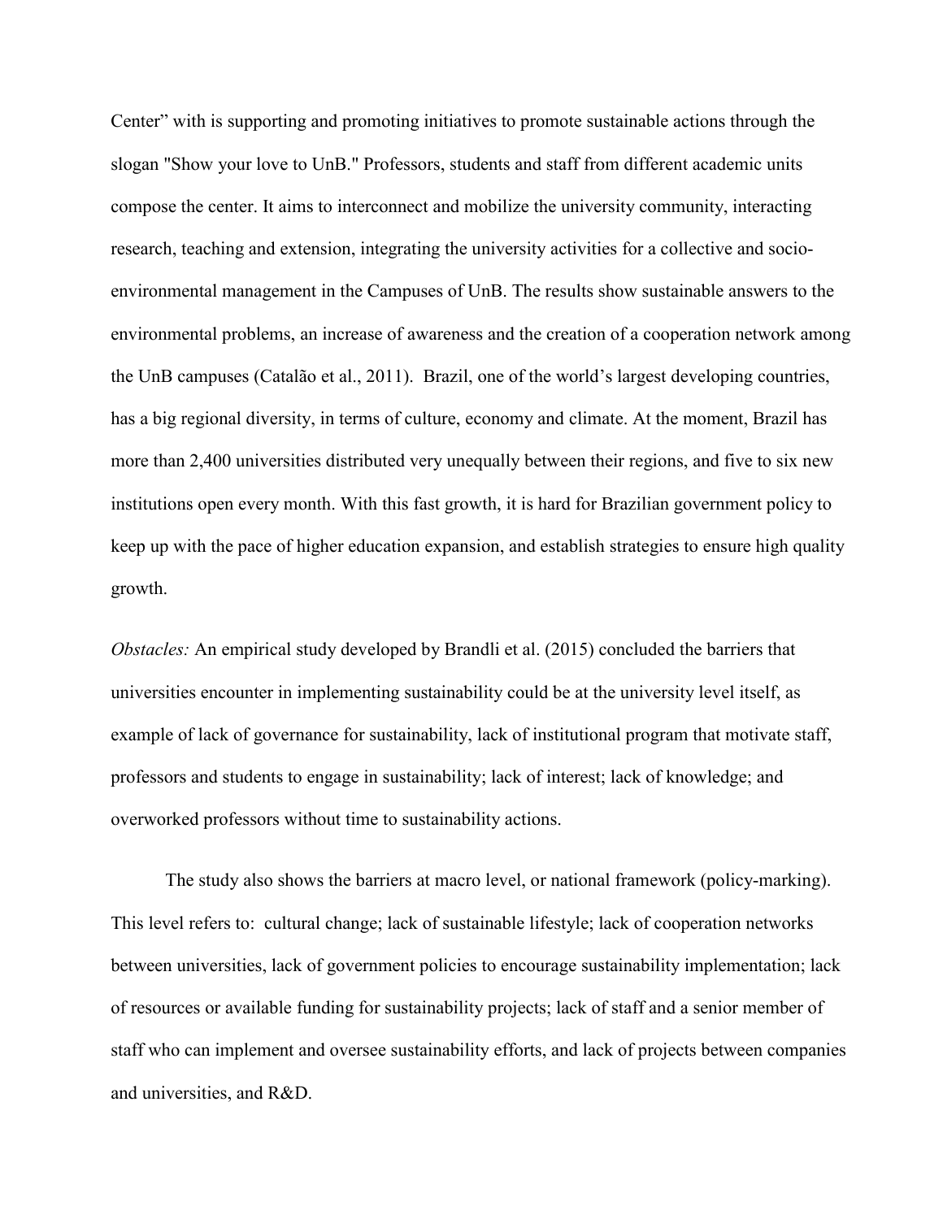Center" with is supporting and promoting initiatives to promote sustainable actions through the slogan "Show your love to UnB." Professors, students and staff from different academic units compose the center. It aims to interconnect and mobilize the university community, interacting research, teaching and extension, integrating the university activities for a collective and socio-environmental management in the Campuses of UnB. The results show sustainable answers to the environmental problems, an increase of awareness and the creation of a cooperation network among the UnB campuses (Catalão et al., 2011). Brazil, one of the world's largest developing countries, has a big regional diversity, in terms of culture, economy and climate. At the moment, Brazil has more than 2,400 universities distributed very unequally between their regions, and five to six new institutions open every month. With this fast growth, it is hard for Brazilian government policy to keep up with the pace of higher education expansion, and establish strategies to ensure high quality growth.

*Obstacles:* An empirical study developed by Brandli et al. (2015) concluded the barriers that universities encounter in implementing sustainability could be at the university level itself, as example of lack of governance for sustainability, lack of institutional program that motivate staff, professors and students to engage in sustainability; lack of interest; lack of knowledge; and overworked professors without time to sustainability actions.

The study also shows the barriers at macro level, or national framework (policy-marking). This level refers to: cultural change; lack of sustainable lifestyle; lack of cooperation networks between universities, lack of government policies to encourage sustainability implementation; lack of resources or available funding for sustainability projects; lack of staff and a senior member of staff who can implement and oversee sustainability efforts, and lack of projects between companies and universities, and R&D.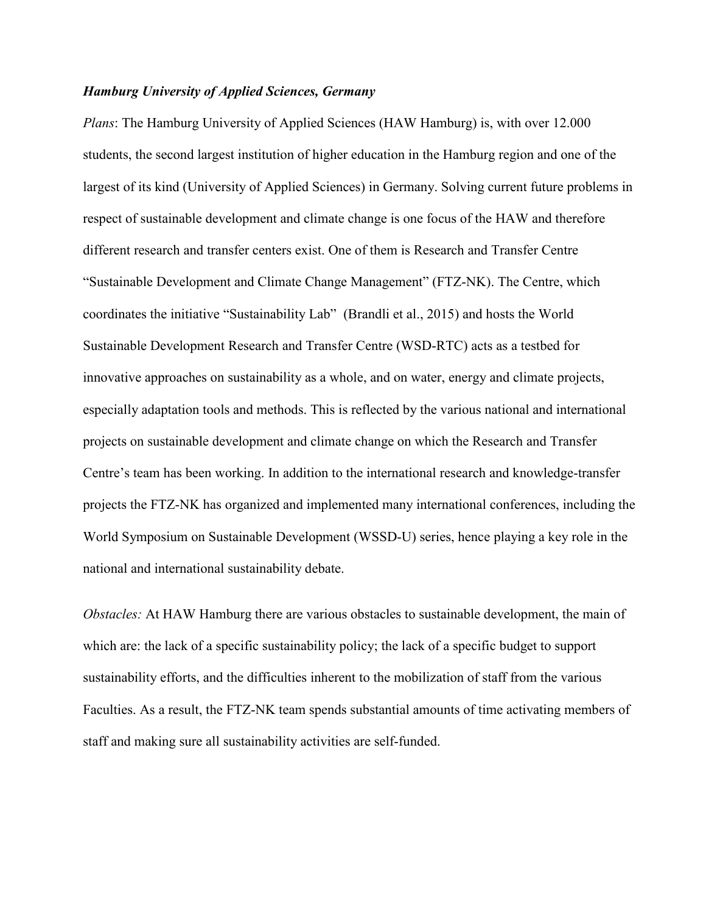***Hamburg University of Applied Sciences, Germany***

*Plans*: The Hamburg University of Applied Sciences (HAW Hamburg) is, with over 12.000 students, the second largest institution of higher education in the Hamburg region and one of the largest of its kind (University of Applied Sciences) in Germany. Solving current future problems in respect of sustainable development and climate change is one focus of the HAW and therefore different research and transfer centers exist. One of them is Research and Transfer Centre "Sustainable Development and Climate Change Management" (FTZ-NK). The Centre, which coordinates the initiative "Sustainability Lab" (Brandli et al., 2015) and hosts the World Sustainable Development Research and Transfer Centre (WSD-RTC) acts as a testbed for innovative approaches on sustainability as a whole, and on water, energy and climate projects, especially adaptation tools and methods. This is reflected by the various national and international projects on sustainable development and climate change on which the Research and Transfer Centre's team has been working. In addition to the international research and knowledge-transfer projects the FTZ-NK has organized and implemented many international conferences, including the World Symposium on Sustainable Development (WSSD-U) series, hence playing a key role in the national and international sustainability debate.

*Obstacles:* At HAW Hamburg there are various obstacles to sustainable development, the main of which are: the lack of a specific sustainability policy; the lack of a specific budget to support sustainability efforts, and the difficulties inherent to the mobilization of staff from the various Faculties. As a result, the FTZ-NK team spends substantial amounts of time activating members of staff and making sure all sustainability activities are self-funded.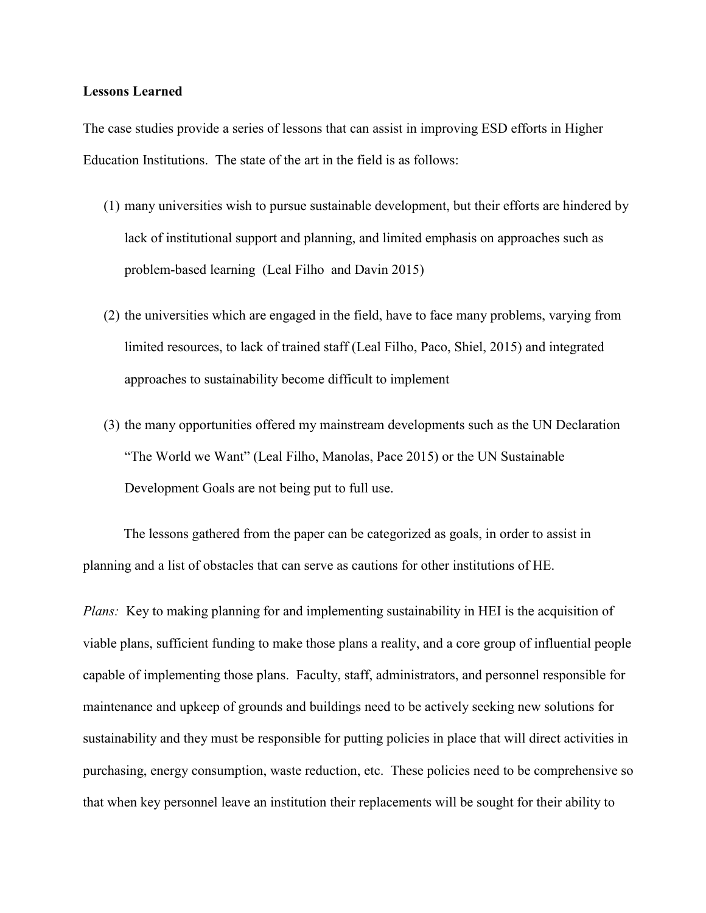**Lessons Learned**

The case studies provide a series of lessons that can assist in improving ESD efforts in Higher Education Institutions. The state of the art in the field is as follows:

(1) many universities wish to pursue sustainable development, but their efforts are hindered by lack of institutional support and planning, and limited emphasis on approaches such as problem-based learning (Leal Filho and Davin 2015)

(2) the universities which are engaged in the field, have to face many problems, varying from limited resources, to lack of trained staff (Leal Filho, Paco, Shiel, 2015) and integrated approaches to sustainability become difficult to implement

(3) the many opportunities offered my mainstream developments such as the UN Declaration "The World we Want" (Leal Filho, Manolas, Pace 2015) or the UN Sustainable Development Goals are not being put to full use.

The lessons gathered from the paper can be categorized as goals, in order to assist in planning and a list of obstacles that can serve as cautions for other institutions of HE.

*Plans:* Key to making planning for and implementing sustainability in HEI is the acquisition of viable plans, sufficient funding to make those plans a reality, and a core group of influential people capable of implementing those plans. Faculty, staff, administrators, and personnel responsible for maintenance and upkeep of grounds and buildings need to be actively seeking new solutions for sustainability and they must be responsible for putting policies in place that will direct activities in purchasing, energy consumption, waste reduction, etc. These policies need to be comprehensive so that when key personnel leave an institution their replacements will be sought for their ability to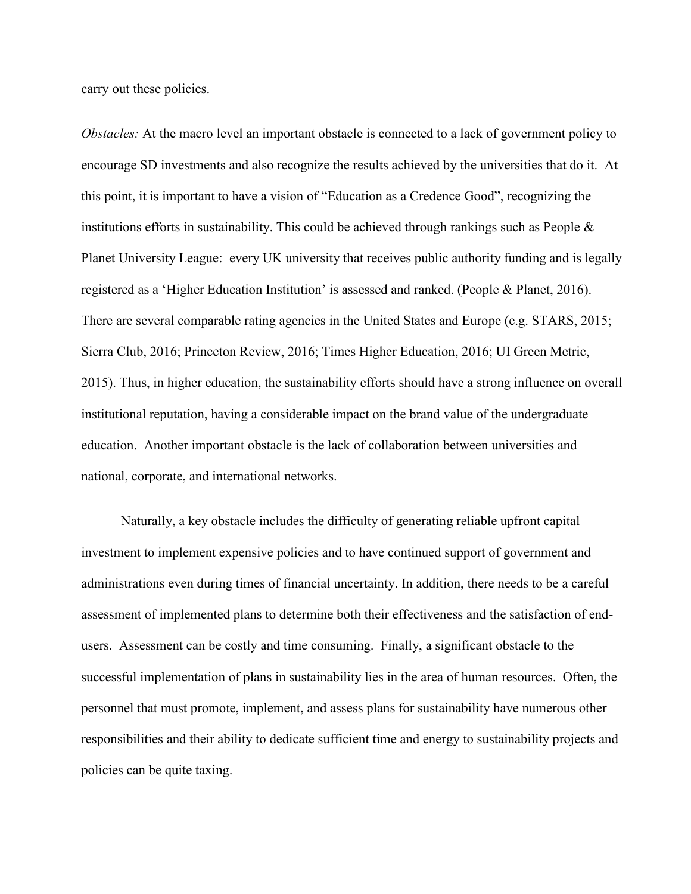carry out these policies.

*Obstacles:* At the macro level an important obstacle is connected to a lack of government policy to encourage SD investments and also recognize the results achieved by the universities that do it. At this point, it is important to have a vision of "Education as a Credence Good", recognizing the institutions efforts in sustainability. This could be achieved through rankings such as People & Planet University League: every UK university that receives public authority funding and is legally registered as a 'Higher Education Institution' is assessed and ranked. (People & Planet, 2016). There are several comparable rating agencies in the United States and Europe (e.g. STARS, 2015; Sierra Club, 2016; Princeton Review, 2016; Times Higher Education, 2016; UI Green Metric, 2015). Thus, in higher education, the sustainability efforts should have a strong influence on overall institutional reputation, having a considerable impact on the brand value of the undergraduate education. Another important obstacle is the lack of collaboration between universities and national, corporate, and international networks.

Naturally, a key obstacle includes the difficulty of generating reliable upfront capital investment to implement expensive policies and to have continued support of government and administrations even during times of financial uncertainty. In addition, there needs to be a careful assessment of implemented plans to determine both their effectiveness and the satisfaction of end-users. Assessment can be costly and time consuming. Finally, a significant obstacle to the successful implementation of plans in sustainability lies in the area of human resources. Often, the personnel that must promote, implement, and assess plans for sustainability have numerous other responsibilities and their ability to dedicate sufficient time and energy to sustainability projects and policies can be quite taxing.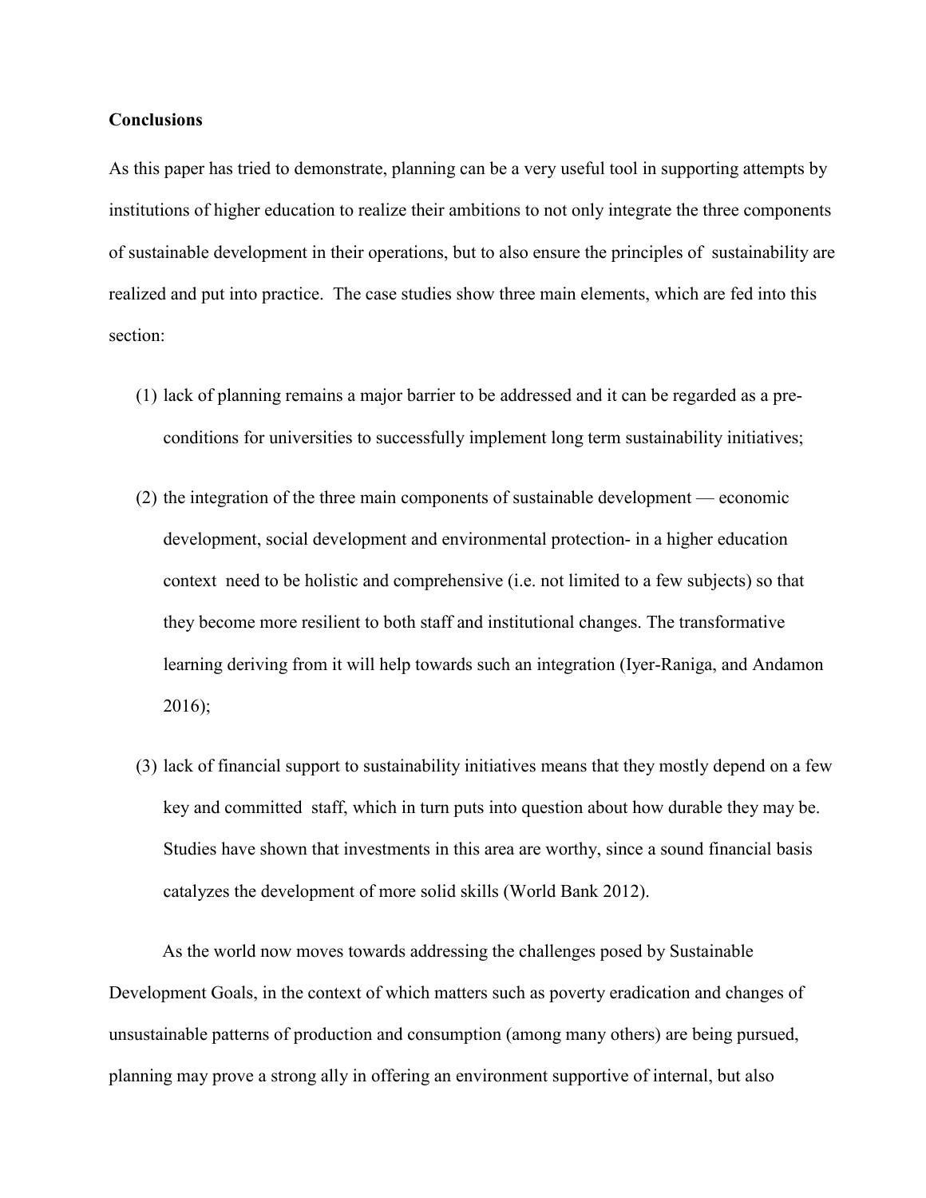**Conclusions**

As this paper has tried to demonstrate, planning can be a very useful tool in supporting attempts by institutions of higher education to realize their ambitions to not only integrate the three components of sustainable development in their operations, but to also ensure the principles of sustainability are realized and put into practice. The case studies show three main elements, which are fed into this section:

(1) lack of planning remains a major barrier to be addressed and it can be regarded as a pre-conditions for universities to successfully implement long term sustainability initiatives;

(2) the integration of the three main components of sustainable development — economic development, social development and environmental protection- in a higher education context need to be holistic and comprehensive (i.e. not limited to a few subjects) so that they become more resilient to both staff and institutional changes. The transformative learning deriving from it will help towards such an integration (Iyer-Raniga, and Andamon 2016);

(3) lack of financial support to sustainability initiatives means that they mostly depend on a few key and committed staff, which in turn puts into question about how durable they may be. Studies have shown that investments in this area are worthy, since a sound financial basis catalyzes the development of more solid skills (World Bank 2012).

As the world now moves towards addressing the challenges posed by Sustainable Development Goals, in the context of which matters such as poverty eradication and changes of unsustainable patterns of production and consumption (among many others) are being pursued, planning may prove a strong ally in offering an environment supportive of internal, but also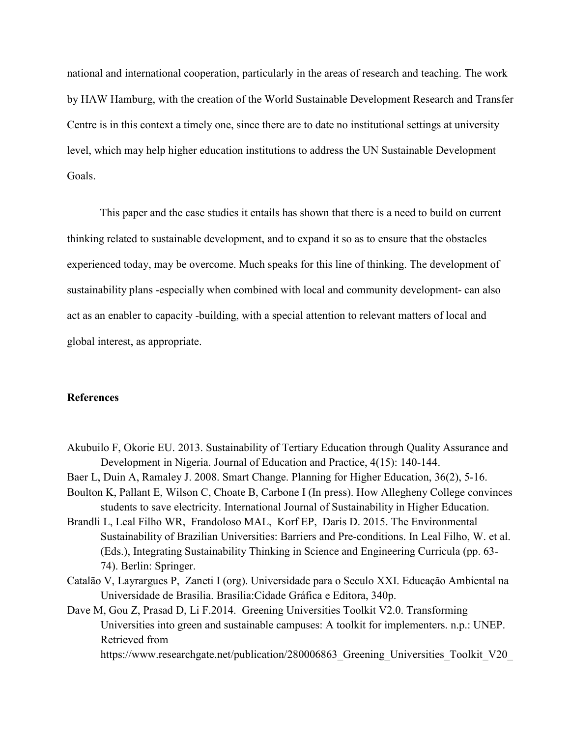national and international cooperation, particularly in the areas of research and teaching. The work by HAW Hamburg, with the creation of the World Sustainable Development Research and Transfer Centre is in this context a timely one, since there are to date no institutional settings at university level, which may help higher education institutions to address the UN Sustainable Development Goals.

This paper and the case studies it entails has shown that there is a need to build on current thinking related to sustainable development, and to expand it so as to ensure that the obstacles experienced today, may be overcome. Much speaks for this line of thinking. The development of sustainability plans -especially when combined with local and community development- can also act as an enabler to capacity -building, with a special attention to relevant matters of local and global interest, as appropriate.

**References**

Akubuilo F, Okorie EU. 2013. Sustainability of Tertiary Education through Quality Assurance and Development in Nigeria. Journal of Education and Practice, 4(15): 140-144.

Baer L, Duin A, Ramaley J. 2008. Smart Change. Planning for Higher Education, 36(2), 5-16.

Boulton K, Pallant E, Wilson C, Choate B, Carbone I (In press). How Allegheny College convinces students to save electricity. International Journal of Sustainability in Higher Education.

Brandli L, Leal Filho WR, Frandoloso MAL, Korf EP, Daris D. 2015. The Environmental Sustainability of Brazilian Universities: Barriers and Pre-conditions. In Leal Filho, W. et al. (Eds.), Integrating Sustainability Thinking in Science and Engineering Curricula (pp. 63-74). Berlin: Springer.

Catalão V, Layrargues P, Zaneti I (org). Universidade para o Seculo XXI. Educação Ambiental na Universidade de Brasilia. Brasília:Cidade Gráfica e Editora, 340p.

Dave M, Gou Z, Prasad D, Li F.2014. Greening Universities Toolkit V2.0. Transforming Universities into green and sustainable campuses: A toolkit for implementers. n.p.: UNEP. Retrieved from https://www.researchgate.net/publication/280006863_Greening_Universities_Toolkit_V20_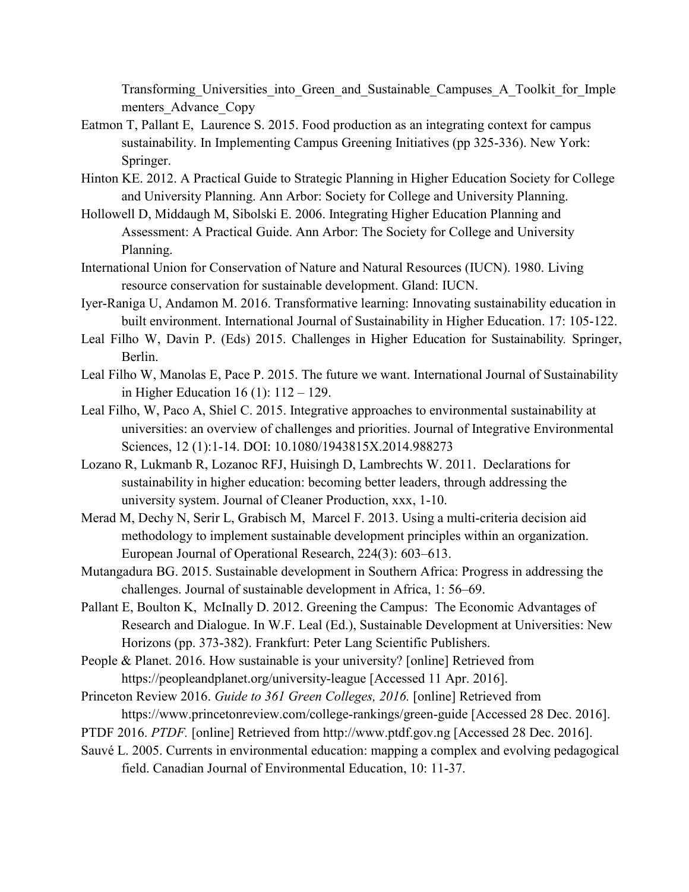Transforming_Universities_into_Green_and_Sustainable_Campuses_A_Toolkit_for_Implementers_Advance_Copy

Eatmon T, Pallant E, Laurence S. 2015. Food production as an integrating context for campus sustainability. In Implementing Campus Greening Initiatives (pp 325-336). New York: Springer.

Hinton KE. 2012. A Practical Guide to Strategic Planning in Higher Education Society for College and University Planning. Ann Arbor: Society for College and University Planning.

Hollowell D, Middaugh M, Sibolski E. 2006. Integrating Higher Education Planning and Assessment: A Practical Guide. Ann Arbor: The Society for College and University Planning.

International Union for Conservation of Nature and Natural Resources (IUCN). 1980. Living resource conservation for sustainable development. Gland: IUCN.

Iyer-Raniga U, Andamon M. 2016. Transformative learning: Innovating sustainability education in built environment. International Journal of Sustainability in Higher Education. 17: 105-122.

Leal Filho W, Davin P. (Eds) 2015. Challenges in Higher Education for Sustainability. Springer, Berlin.

Leal Filho W, Manolas E, Pace P. 2015. The future we want. International Journal of Sustainability in Higher Education 16 (1): 112 – 129.

Leal Filho, W, Paco A, Shiel C. 2015. Integrative approaches to environmental sustainability at universities: an overview of challenges and priorities. Journal of Integrative Environmental Sciences, 12 (1):1-14. DOI: 10.1080/1943815X.2014.988273

Lozano R, Lukmanb R, Lozanoc RFJ, Huisingh D, Lambrechts W. 2011. Declarations for sustainability in higher education: becoming better leaders, through addressing the university system. Journal of Cleaner Production, xxx, 1-10.

Merad M, Dechy N, Serir L, Grabisch M, Marcel F. 2013. Using a multi-criteria decision aid methodology to implement sustainable development principles within an organization. European Journal of Operational Research, 224(3): 603–613.

Mutangadura BG. 2015. Sustainable development in Southern Africa: Progress in addressing the challenges. Journal of sustainable development in Africa, 1: 56–69.

Pallant E, Boulton K, McInally D. 2012. Greening the Campus: The Economic Advantages of Research and Dialogue. In W.F. Leal (Ed.), Sustainable Development at Universities: New Horizons (pp. 373-382). Frankfurt: Peter Lang Scientific Publishers.

People & Planet. 2016. How sustainable is your university? [online] Retrieved from https://peopleandplanet.org/university-league [Accessed 11 Apr. 2016].

Princeton Review 2016. *Guide to 361 Green Colleges, 2016.* [online] Retrieved from https://www.princetonreview.com/college-rankings/green-guide [Accessed 28 Dec. 2016].

PTDF 2016. *PTDF.* [online] Retrieved from http://www.ptdf.gov.ng [Accessed 28 Dec. 2016].

Sauvé L. 2005. Currents in environmental education: mapping a complex and evolving pedagogical field. Canadian Journal of Environmental Education, 10: 11-37.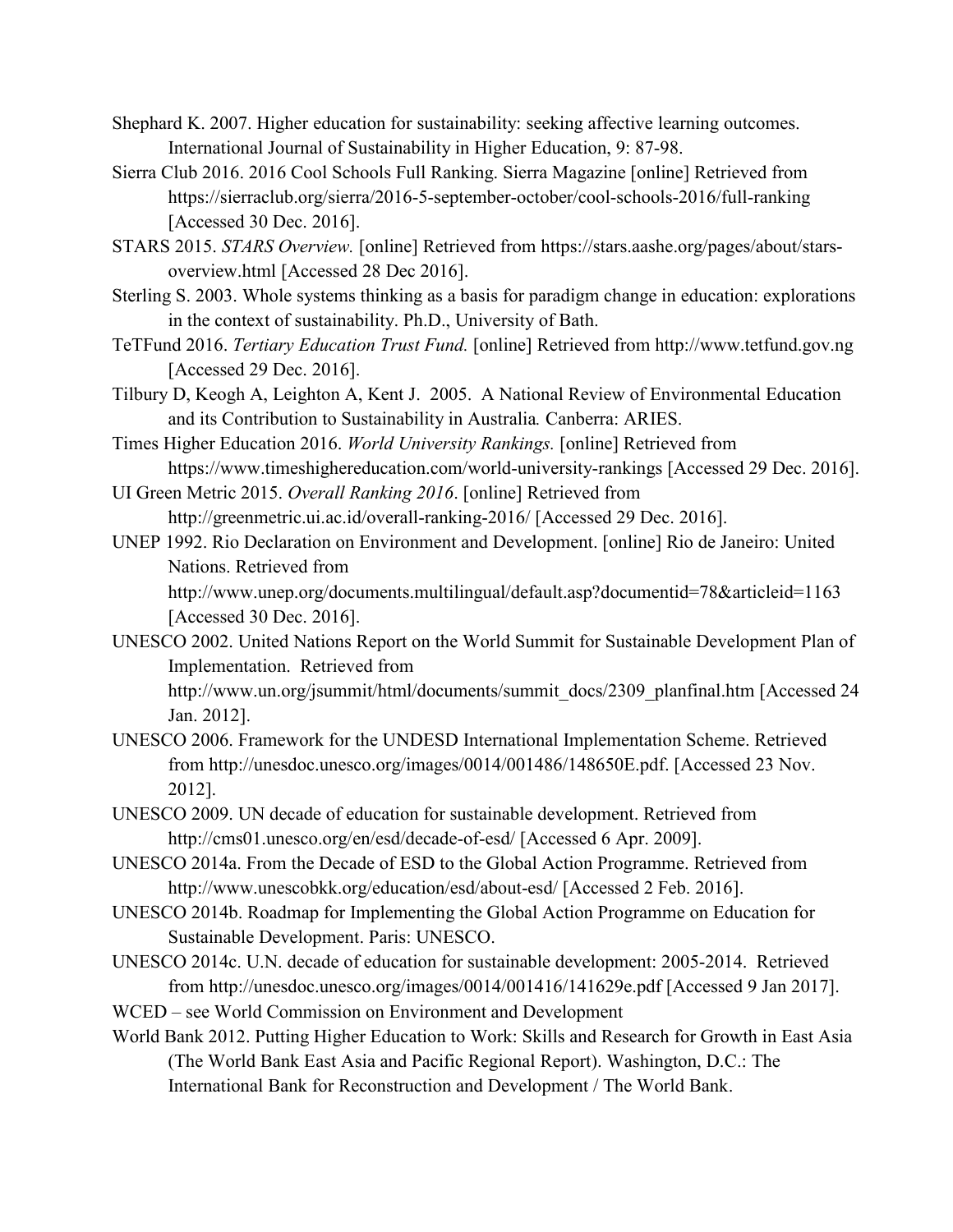Shephard K. 2007. Higher education for sustainability: seeking affective learning outcomes. International Journal of Sustainability in Higher Education, 9: 87-98.

Sierra Club 2016. 2016 Cool Schools Full Ranking. Sierra Magazine [online] Retrieved from https://sierraclub.org/sierra/2016-5-september-october/cool-schools-2016/full-ranking [Accessed 30 Dec. 2016].

STARS 2015. *STARS Overview.* [online] Retrieved from https://stars.aashe.org/pages/about/stars-overview.html [Accessed 28 Dec 2016].

Sterling S. 2003. Whole systems thinking as a basis for paradigm change in education: explorations in the context of sustainability. Ph.D., University of Bath.

TeTFund 2016. *Tertiary Education Trust Fund.* [online] Retrieved from http://www.tetfund.gov.ng [Accessed 29 Dec. 2016].

Tilbury D, Keogh A, Leighton A, Kent J. 2005. A National Review of Environmental Education and its Contribution to Sustainability in Australia*.* Canberra: ARIES.

Times Higher Education 2016. *World University Rankings.* [online] Retrieved from https://www.timeshighereducation.com/world-university-rankings [Accessed 29 Dec. 2016].

UI Green Metric 2015. *Overall Ranking 2016*. [online] Retrieved from http://greenmetric.ui.ac.id/overall-ranking-2016/ [Accessed 29 Dec. 2016].

UNEP 1992. Rio Declaration on Environment and Development. [online] Rio de Janeiro: United Nations. Retrieved from http://www.unep.org/documents.multilingual/default.asp?documentid=78&articleid=1163 [Accessed 30 Dec. 2016].

UNESCO 2002. United Nations Report on the World Summit for Sustainable Development Plan of Implementation. Retrieved from http://www.un.org/jsummit/html/documents/summit_docs/2309_planfinal.htm [Accessed 24 Jan. 2012].

UNESCO 2006. Framework for the UNDESD International Implementation Scheme. Retrieved from http://unesdoc.unesco.org/images/0014/001486/148650E.pdf. [Accessed 23 Nov. 2012].

UNESCO 2009. UN decade of education for sustainable development. Retrieved from http://cms01.unesco.org/en/esd/decade-of-esd/ [Accessed 6 Apr. 2009].

UNESCO 2014a. From the Decade of ESD to the Global Action Programme. Retrieved from http://www.unescobkk.org/education/esd/about-esd/ [Accessed 2 Feb. 2016].

UNESCO 2014b. Roadmap for Implementing the Global Action Programme on Education for Sustainable Development. Paris: UNESCO.

UNESCO 2014c. U.N. decade of education for sustainable development: 2005-2014. Retrieved from http://unesdoc.unesco.org/images/0014/001416/141629e.pdf [Accessed 9 Jan 2017].

WCED – see World Commission on Environment and Development

World Bank 2012. Putting Higher Education to Work: Skills and Research for Growth in East Asia (The World Bank East Asia and Pacific Regional Report). Washington, D.C.: The International Bank for Reconstruction and Development / The World Bank.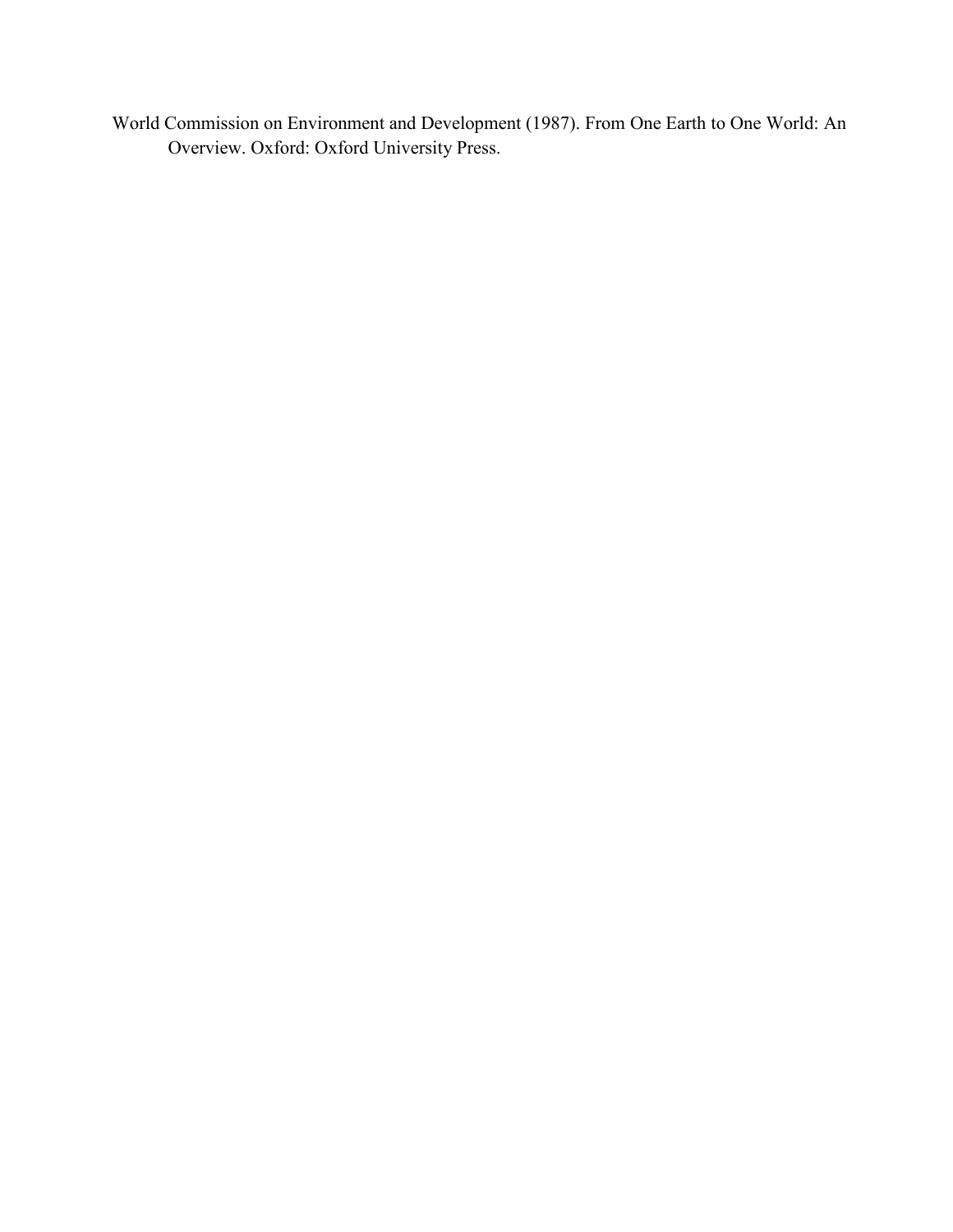World Commission on Environment and Development (1987). From One Earth to One World: An Overview. Oxford: Oxford University Press.